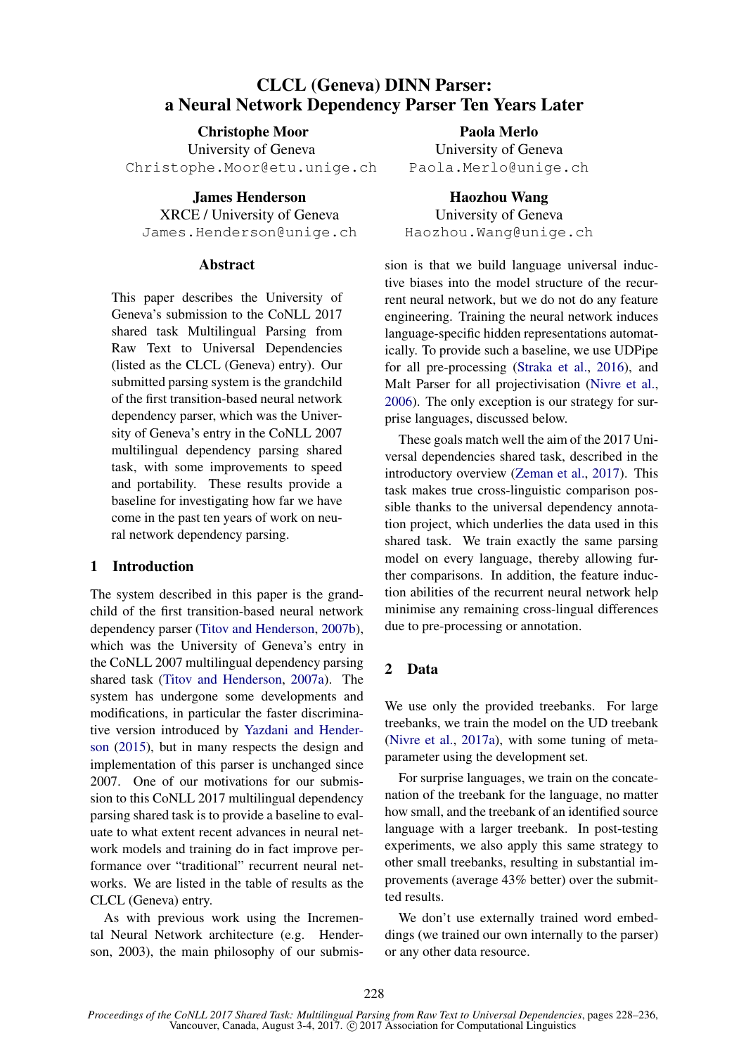# CLCL (Geneva) DINN Parser: a Neural Network Dependency Parser Ten Years Later

**Christophe Moor**
University of Geneva
Christophe.Moor@etu.unige.ch

**Paola Merlo**
University of Geneva
Paola.Merlo@unige.ch

**James Henderson**
XRCE / University of Geneva
James.Henderson@unige.ch

**Haozhou Wang**
University of Geneva
Haozhou.Wang@unige.ch

## Abstract

This paper describes the University of Geneva's submission to the CoNLL 2017 shared task Multilingual Parsing from Raw Text to Universal Dependencies (listed as the CLCL (Geneva) entry). Our submitted parsing system is the grandchild of the first transition-based neural network dependency parser, which was the University of Geneva's entry in the CoNLL 2007 multilingual dependency parsing shared task, with some improvements to speed and portability. These results provide a baseline for investigating how far we have come in the past ten years of work on neural network dependency parsing.

## 1 Introduction

The system described in this paper is the grandchild of the first transition-based neural network dependency parser (Titov and Henderson, 2007b), which was the University of Geneva's entry in the CoNLL 2007 multilingual dependency parsing shared task (Titov and Henderson, 2007a). The system has undergone some developments and modifications, in particular the faster discriminative version introduced by Yazdani and Henderson (2015), but in many respects the design and implementation of this parser is unchanged since 2007. One of our motivations for our submission to this CoNLL 2017 multilingual dependency parsing shared task is to provide a baseline to evaluate to what extent recent advances in neural network models and training do in fact improve performance over "traditional" recurrent neural networks. We are listed in the table of results as the CLCL (Geneva) entry.

As with previous work using the Incremental Neural Network architecture (e.g. Henderson, 2003), the main philosophy of our submission is that we build language universal inductive biases into the model structure of the recurrent neural network, but we do not do any feature engineering. Training the neural network induces language-specific hidden representations automatically. To provide such a baseline, we use UDPipe for all pre-processing (Straka et al., 2016), and Malt Parser for all projectivisation (Nivre et al., 2006). The only exception is our strategy for surprise languages, discussed below.

These goals match well the aim of the 2017 Universal dependencies shared task, described in the introductory overview (Zeman et al., 2017). This task makes true cross-linguistic comparison possible thanks to the universal dependency annotation project, which underlies the data used in this shared task. We train exactly the same parsing model on every language, thereby allowing further comparisons. In addition, the feature induction abilities of the recurrent neural network help minimise any remaining cross-lingual differences due to pre-processing or annotation.

## 2 Data

We use only the provided treebanks. For large treebanks, we train the model on the UD treebank (Nivre et al., 2017a), with some tuning of meta-parameter using the development set.

For surprise languages, we train on the concatenation of the treebank for the language, no matter how small, and the treebank of an identified source language with a larger treebank. In post-testing experiments, we also apply this same strategy to other small treebanks, resulting in substantial improvements (average 43% better) over the submitted results.

We don't use externally trained word embeddings (we trained our own internally to the parser) or any other data resource.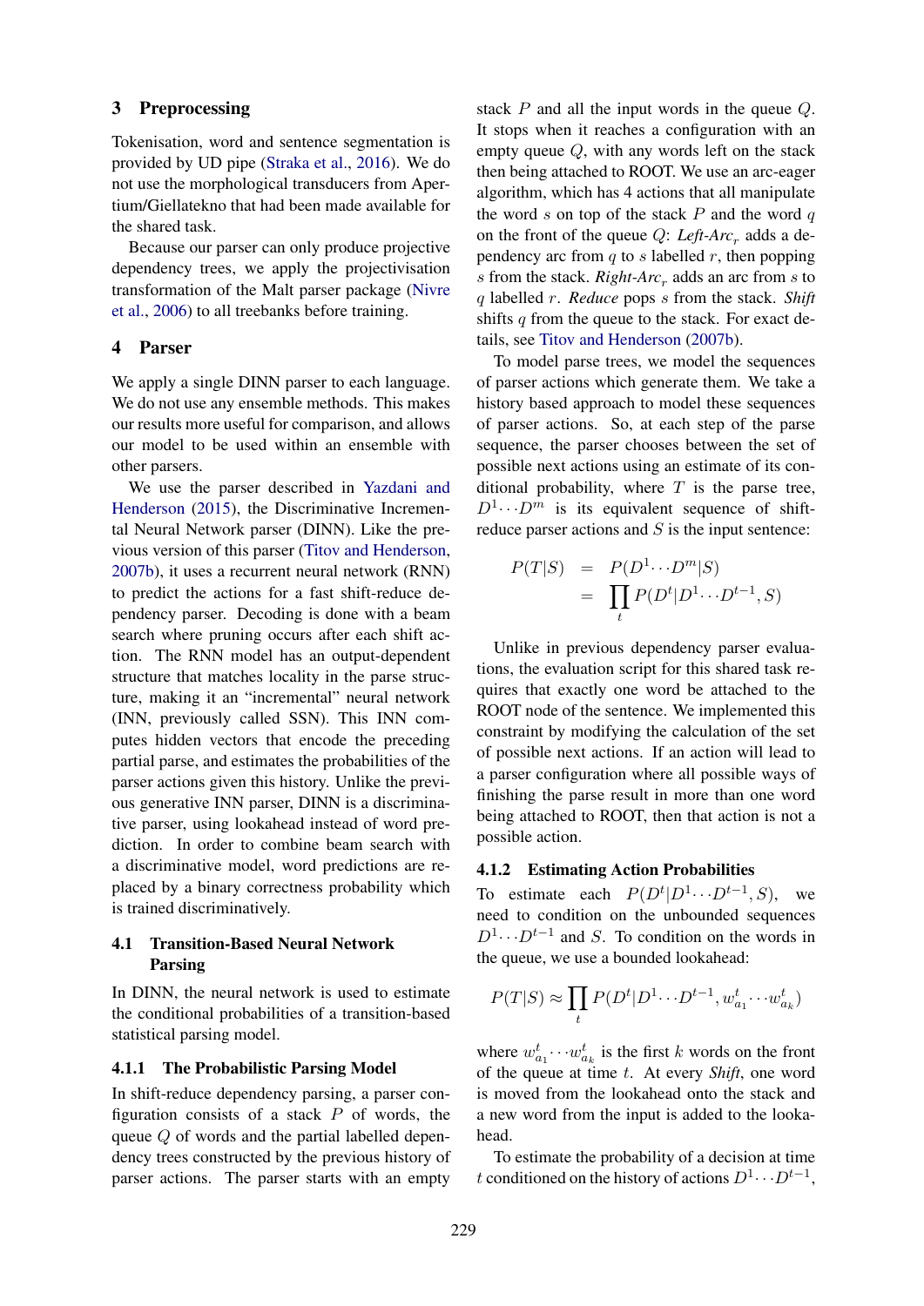## 3 Preprocessing

Tokenisation, word and sentence segmentation is provided by UD pipe (Straka et al., 2016). We do not use the morphological transducers from Apertium/Giellatekno that had been made available for the shared task.

Because our parser can only produce projective dependency trees, we apply the projectivisation transformation of the Malt parser package (Nivre et al., 2006) to all treebanks before training.

## 4 Parser

We apply a single DINN parser to each language. We do not use any ensemble methods. This makes our results more useful for comparison, and allows our model to be used within an ensemble with other parsers.

We use the parser described in Yazdani and Henderson (2015), the Discriminative Incremental Neural Network parser (DINN). Like the previous version of this parser (Titov and Henderson, 2007b), it uses a recurrent neural network (RNN) to predict the actions for a fast shift-reduce dependency parser. Decoding is done with a beam search where pruning occurs after each shift action. The RNN model has an output-dependent structure that matches locality in the parse structure, making it an "incremental" neural network (INN, previously called SSN). This INN computes hidden vectors that encode the preceding partial parse, and estimates the probabilities of the parser actions given this history. Unlike the previous generative INN parser, DINN is a discriminative parser, using lookahead instead of word prediction. In order to combine beam search with a discriminative model, word predictions are replaced by a binary correctness probability which is trained discriminatively.

### 4.1 Transition-Based Neural Network Parsing

In DINN, the neural network is used to estimate the conditional probabilities of a transition-based statistical parsing model.

#### 4.1.1 The Probabilistic Parsing Model

In shift-reduce dependency parsing, a parser configuration consists of a stack $P$ of words, the queue $Q$ of words and the partial labelled dependency trees constructed by the previous history of parser actions. The parser starts with an empty stack $P$ and all the input words in the queue $Q$. It stops when it reaches a configuration with an empty queue $Q$, with any words left on the stack then being attached to ROOT. We use an arc-eager algorithm, which has 4 actions that all manipulate the word $s$ on top of the stack $P$ and the word $q$ on the front of the queue $Q$: *Left-Arc*$_r$ adds a dependency arc from $q$ to $s$ labelled $r$, then popping $s$ from the stack. *Right-Arc*$_r$ adds an arc from $s$ to $q$ labelled $r$. *Reduce* pops $s$ from the stack. *Shift* shifts $q$ from the queue to the stack. For exact details, see Titov and Henderson (2007b).

To model parse trees, we model the sequences of parser actions which generate them. We take a history based approach to model these sequences of parser actions. So, at each step of the parse sequence, the parser chooses between the set of possible next actions using an estimate of its conditional probability, where $T$ is the parse tree, $D^1 \cdots D^m$ is its equivalent sequence of shift-reduce parser actions and $S$ is the input sentence:

$$
\begin{aligned}
P(T|S) &= P(D^1 \cdots D^m|S) \\
&= \prod_t P(D^t|D^1 \cdots D^{t-1}, S)
\end{aligned}
$$

Unlike in previous dependency parser evaluations, the evaluation script for this shared task requires that exactly one word be attached to the ROOT node of the sentence. We implemented this constraint by modifying the calculation of the set of possible next actions. If an action will lead to a parser configuration where all possible ways of finishing the parse result in more than one word being attached to ROOT, then that action is not a possible action.

#### 4.1.2 Estimating Action Probabilities

To estimate each $P(D^t|D^1 \cdots D^{t-1}, S)$, we need to condition on the unbounded sequences $D^1 \cdots D^{t-1}$ and $S$. To condition on the words in the queue, we use a bounded lookahead:

$$
P(T|S) \approx \prod_t P(D^t|D^1 \cdots D^{t-1}, w^t_{a_1} \cdots w^t_{a_k})
$$

where $w^t_{a_1} \cdots w^t_{a_k}$ is the first $k$ words on the front of the queue at time $t$. At every *Shift*, one word is moved from the lookahead onto the stack and a new word from the input is added to the lookahead.

To estimate the probability of a decision at time $t$ conditioned on the history of actions $D^1 \cdots D^{t-1}$,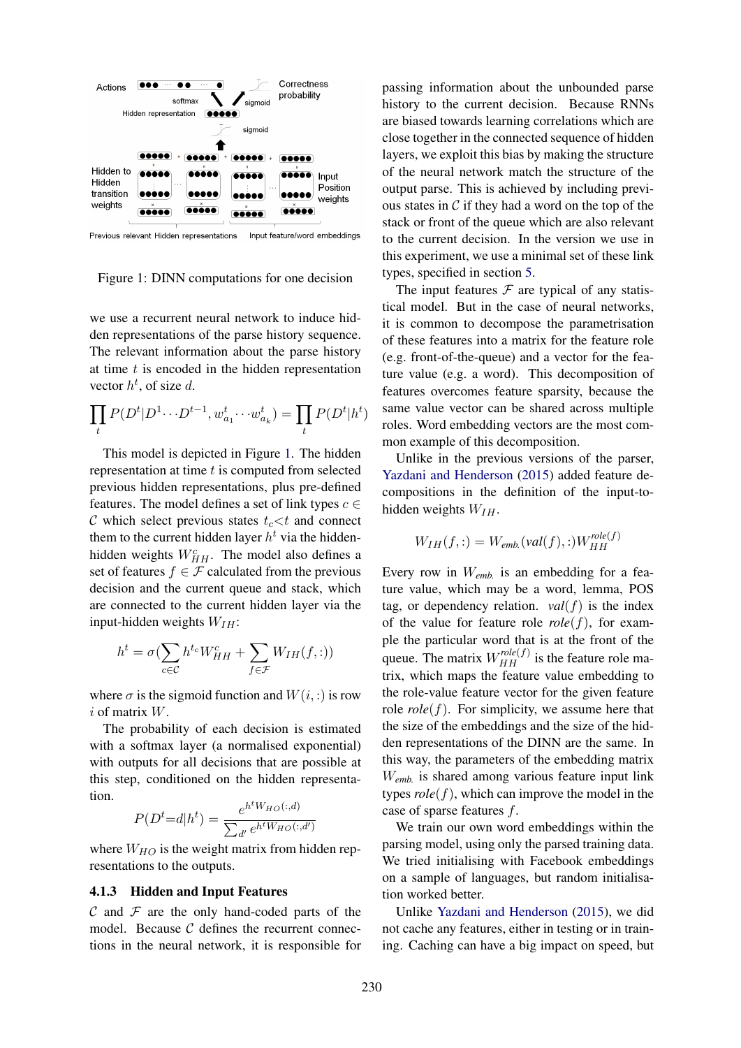Figure 1: DINN computations for one decision

we use a recurrent neural network to induce hidden representations of the parse history sequence. The relevant information about the parse history at time $t$ is encoded in the hidden representation vector $h^t$, of size $d$.

$$\prod_t P(D^t|D^1 \cdots D^{t-1}, w^t_{a_1} \cdots w^t_{a_k}) = \prod_t P(D^t|h^t)$$

This model is depicted in Figure 1. The hidden representation at time $t$ is computed from selected previous hidden representations, plus pre-defined features. The model defines a set of link types $c \in \mathcal{C}$ which select previous states $t_c < t$ and connect them to the current hidden layer $h^t$ via the hidden-hidden weights $W^c_{HH}$. The model also defines a set of features $f \in \mathcal{F}$ calculated from the previous decision and the current queue and stack, which are connected to the current hidden layer via the input-hidden weights $W_{IH}$:

$$h^t = \sigma(\sum_{c \in \mathcal{C}} h^{t_c} W^c_{HH} + \sum_{f \in \mathcal{F}} W_{IH}(f, :))$$

where $\sigma$ is the sigmoid function and $W(i, :)$ is row $i$ of matrix $W$.

The probability of each decision is estimated with a softmax layer (a normalised exponential) with outputs for all decisions that are possible at this step, conditioned on the hidden representation.

$$P(D^t{=}d|h^t) = \frac{e^{h^t W_{HO}(:,d)}}{\sum_{d'} e^{h^t W_{HO}(:,d')}}$$

where $W_{HO}$ is the weight matrix from hidden representations to the outputs.

### 4.1.3 Hidden and Input Features

$\mathcal{C}$ and $\mathcal{F}$ are the only hand-coded parts of the model. Because $\mathcal{C}$ defines the recurrent connections in the neural network, it is responsible for passing information about the unbounded parse history to the current decision. Because RNNs are biased towards learning correlations which are close together in the connected sequence of hidden layers, we exploit this bias by making the structure of the neural network match the structure of the output parse. This is achieved by including previous states in $\mathcal{C}$ if they had a word on the top of the stack or front of the queue which are also relevant to the current decision. In the version we use in this experiment, we use a minimal set of these link types, specified in section 5.

The input features $\mathcal{F}$ are typical of any statistical model. But in the case of neural networks, it is common to decompose the parametrisation of these features into a matrix for the feature role (e.g. front-of-the-queue) and a vector for the feature value (e.g. a word). This decomposition of features overcomes feature sparsity, because the same value vector can be shared across multiple roles. Word embedding vectors are the most common example of this decomposition.

Unlike in the previous versions of the parser, Yazdani and Henderson (2015) added feature decompositions in the definition of the input-to-hidden weights $W_{IH}$.

$$W_{IH}(f, :) = W_{emb.}(val(f), :) W^{role(f)}_{HH}$$

Every row in $W_{emb.}$ is an embedding for a feature value, which may be a word, lemma, POS tag, or dependency relation. $val(f)$ is the index of the value for feature role $role(f)$, for example the particular word that is at the front of the queue. The matrix $W^{role(f)}_{HH}$ is the feature role matrix, which maps the feature value embedding to the role-value feature vector for the given feature role $role(f)$. For simplicity, we assume here that the size of the embeddings and the size of the hidden representations of the DINN are the same. In this way, the parameters of the embedding matrix $W_{emb.}$ is shared among various feature input link types $role(f)$, which can improve the model in the case of sparse features $f$.

We train our own word embeddings within the parsing model, using only the parsed training data. We tried initialising with Facebook embeddings on a sample of languages, but random initialisation worked better.

Unlike Yazdani and Henderson (2015), we did not cache any features, either in testing or in training. Caching can have a big impact on speed, but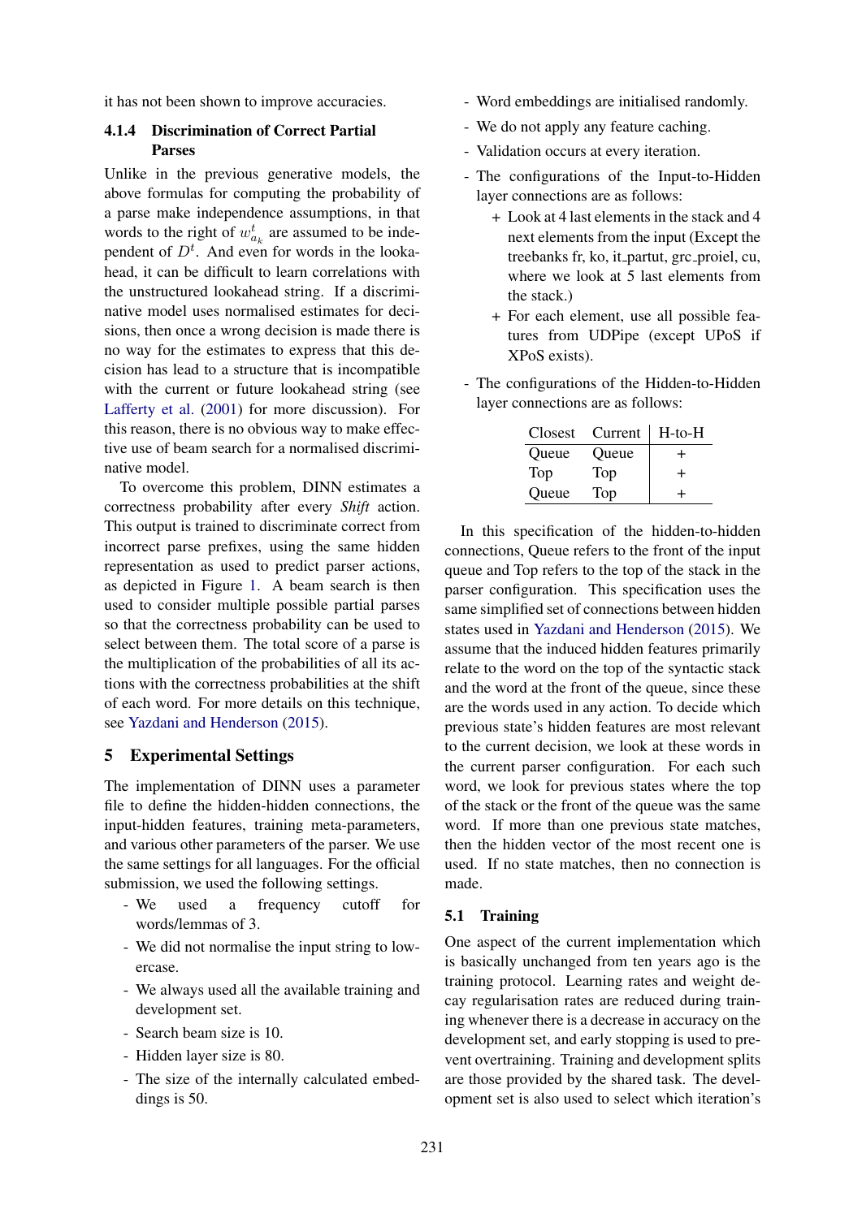it has not been shown to improve accuracies.

#### 4.1.4 Discrimination of Correct Partial Parses

Unlike in the previous generative models, the above formulas for computing the probability of a parse make independence assumptions, in that words to the right of $w^t_{a_k}$ are assumed to be independent of $D^t$. And even for words in the lookahead, it can be difficult to learn correlations with the unstructured lookahead string. If a discriminative model uses normalised estimates for decisions, then once a wrong decision is made there is no way for the estimates to express that this decision has lead to a structure that is incompatible with the current or future lookahead string (see Lafferty et al. (2001) for more discussion). For this reason, there is no obvious way to make effective use of beam search for a normalised discriminative model.

To overcome this problem, DINN estimates a correctness probability after every *Shift* action. This output is trained to discriminate correct from incorrect parse prefixes, using the same hidden representation as used to predict parser actions, as depicted in Figure 1. A beam search is then used to consider multiple possible partial parses so that the correctness probability can be used to select between them. The total score of a parse is the multiplication of the probabilities of all its actions with the correctness probabilities at the shift of each word. For more details on this technique, see Yazdani and Henderson (2015).

## 5 Experimental Settings

The implementation of DINN uses a parameter file to define the hidden-hidden connections, the input-hidden features, training meta-parameters, and various other parameters of the parser. We use the same settings for all languages. For the official submission, we used the following settings.

- We used a frequency cutoff for words/lemmas of 3.
- We did not normalise the input string to lowercase.
- We always used all the available training and development set.
- Search beam size is 10.
- Hidden layer size is 80.
- The size of the internally calculated embeddings is 50.
- Word embeddings are initialised randomly.
- We do not apply any feature caching.
- Validation occurs at every iteration.
- The configurations of the Input-to-Hidden layer connections are as follows:
  + Look at 4 last elements in the stack and 4 next elements from the input (Except the treebanks fr, ko, it_partut, grc_proiel, cu, where we look at 5 last elements from the stack.)
  + For each element, use all possible features from UDPipe (except UPoS if XPoS exists).
- The configurations of the Hidden-to-Hidden layer connections are as follows:

| Closest | Current | H-to-H |
|---|---|---|
| Queue | Queue | + |
| Top | Top | + |
| Queue | Top | + |

In this specification of the hidden-to-hidden connections, Queue refers to the front of the input queue and Top refers to the top of the stack in the parser configuration. This specification uses the same simplified set of connections between hidden states used in Yazdani and Henderson (2015). We assume that the induced hidden features primarily relate to the word on the top of the syntactic stack and the word at the front of the queue, since these are the words used in any action. To decide which previous state's hidden features are most relevant to the current decision, we look at these words in the current parser configuration. For each such word, we look for previous states where the top of the stack or the front of the queue was the same word. If more than one previous state matches, then the hidden vector of the most recent one is used. If no state matches, then no connection is made.

### 5.1 Training

One aspect of the current implementation which is basically unchanged from ten years ago is the training protocol. Learning rates and weight decay regularisation rates are reduced during training whenever there is a decrease in accuracy on the development set, and early stopping is used to prevent overtraining. Training and development splits are those provided by the shared task. The development set is also used to select which iteration's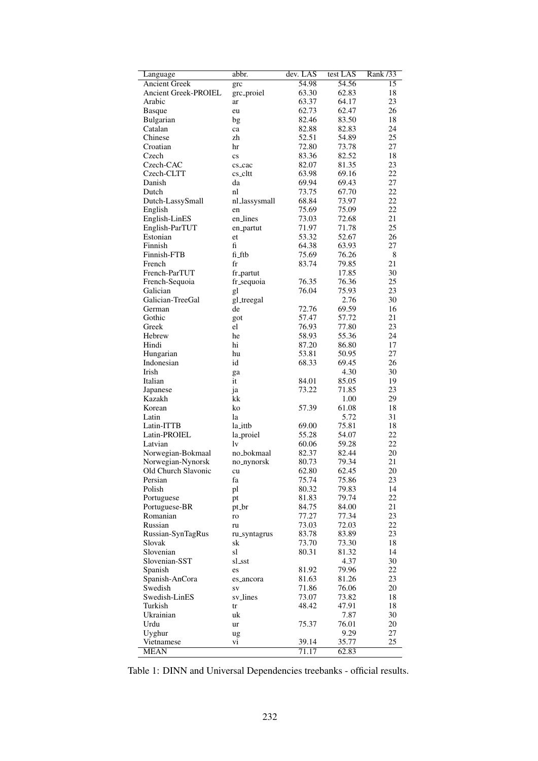| Language | abbr. | dev. LAS | test LAS | Rank /33 |
|---|---|---|---|---|
| Ancient Greek | grc | 54.98 | 54.56 | 15 |
| Ancient Greek-PROIEL | grc_proiel | 63.30 | 62.83 | 18 |
| Arabic | ar | 63.37 | 64.17 | 23 |
| Basque | eu | 62.73 | 62.47 | 26 |
| Bulgarian | bg | 82.46 | 83.50 | 18 |
| Catalan | ca | 82.88 | 82.83 | 24 |
| Chinese | zh | 52.51 | 54.89 | 25 |
| Croatian | hr | 72.80 | 73.78 | 27 |
| Czech | cs | 83.36 | 82.52 | 18 |
| Czech-CAC | cs_cac | 82.07 | 81.35 | 23 |
| Czech-CLTT | cs_cltt | 63.98 | 69.16 | 22 |
| Danish | da | 69.94 | 69.43 | 27 |
| Dutch | nl | 73.75 | 67.70 | 22 |
| Dutch-LassySmall | nl_lassysmall | 68.84 | 73.97 | 22 |
| English | en | 75.69 | 75.09 | 22 |
| English-LinES | en_lines | 73.03 | 72.68 | 21 |
| English-ParTUT | en_partut | 71.97 | 71.78 | 25 |
| Estonian | et | 53.32 | 52.67 | 26 |
| Finnish | fi | 64.38 | 63.93 | 27 |
| Finnish-FTB | fi_ftb | 75.69 | 76.26 | 8 |
| French | fr | 83.74 | 79.85 | 21 |
| French-ParTUT | fr_partut | | 17.85 | 30 |
| French-Sequoia | fr_sequoia | 76.35 | 76.36 | 25 |
| Galician | gl | 76.04 | 75.93 | 23 |
| Galician-TreeGal | gl_treegal | | 2.76 | 30 |
| German | de | 72.76 | 69.59 | 16 |
| Gothic | got | 57.47 | 57.72 | 21 |
| Greek | el | 76.93 | 77.80 | 23 |
| Hebrew | he | 58.93 | 55.36 | 24 |
| Hindi | hi | 87.20 | 86.80 | 17 |
| Hungarian | hu | 53.81 | 50.95 | 27 |
| Indonesian | id | 68.33 | 69.45 | 26 |
| Irish | ga | | 4.30 | 30 |
| Italian | it | 84.01 | 85.05 | 19 |
| Japanese | ja | 73.22 | 71.85 | 23 |
| Kazakh | kk | | 1.00 | 29 |
| Korean | ko | 57.39 | 61.08 | 18 |
| Latin | la | | 5.72 | 31 |
| Latin-ITTB | la_ittb | 69.00 | 75.81 | 18 |
| Latin-PROIEL | la_proiel | 55.28 | 54.07 | 22 |
| Latvian | lv | 60.06 | 59.28 | 22 |
| Norwegian-Bokmaal | no_bokmaal | 82.37 | 82.44 | 20 |
| Norwegian-Nynorsk | no_nynorsk | 80.73 | 79.34 | 21 |
| Old Church Slavonic | cu | 62.80 | 62.45 | 20 |
| Persian | fa | 75.74 | 75.86 | 23 |
| Polish | pl | 80.32 | 79.83 | 14 |
| Portuguese | pt | 81.83 | 79.74 | 22 |
| Portuguese-BR | pt_br | 84.75 | 84.00 | 21 |
| Romanian | ro | 77.27 | 77.34 | 23 |
| Russian | ru | 73.03 | 72.03 | 22 |
| Russian-SynTagRus | ru_syntagrus | 83.78 | 83.89 | 23 |
| Slovak | sk | 73.70 | 73.30 | 18 |
| Slovenian | sl | 80.31 | 81.32 | 14 |
| Slovenian-SST | sl_sst | | 4.37 | 30 |
| Spanish | es | 81.92 | 79.96 | 22 |
| Spanish-AnCora | es_ancora | 81.63 | 81.26 | 23 |
| Swedish | sv | 71.86 | 76.06 | 20 |
| Swedish-LinES | sv_lines | 73.07 | 73.82 | 18 |
| Turkish | tr | 48.42 | 47.91 | 18 |
| Ukrainian | uk | | 7.87 | 30 |
| Urdu | ur | 75.37 | 76.01 | 20 |
| Uyghur | ug | | 9.29 | 27 |
| Vietnamese | vi | 39.14 | 35.77 | 25 |
| MEAN | | 71.17 | 62.83 | |

Table 1: DINN and Universal Dependencies treebanks - official results.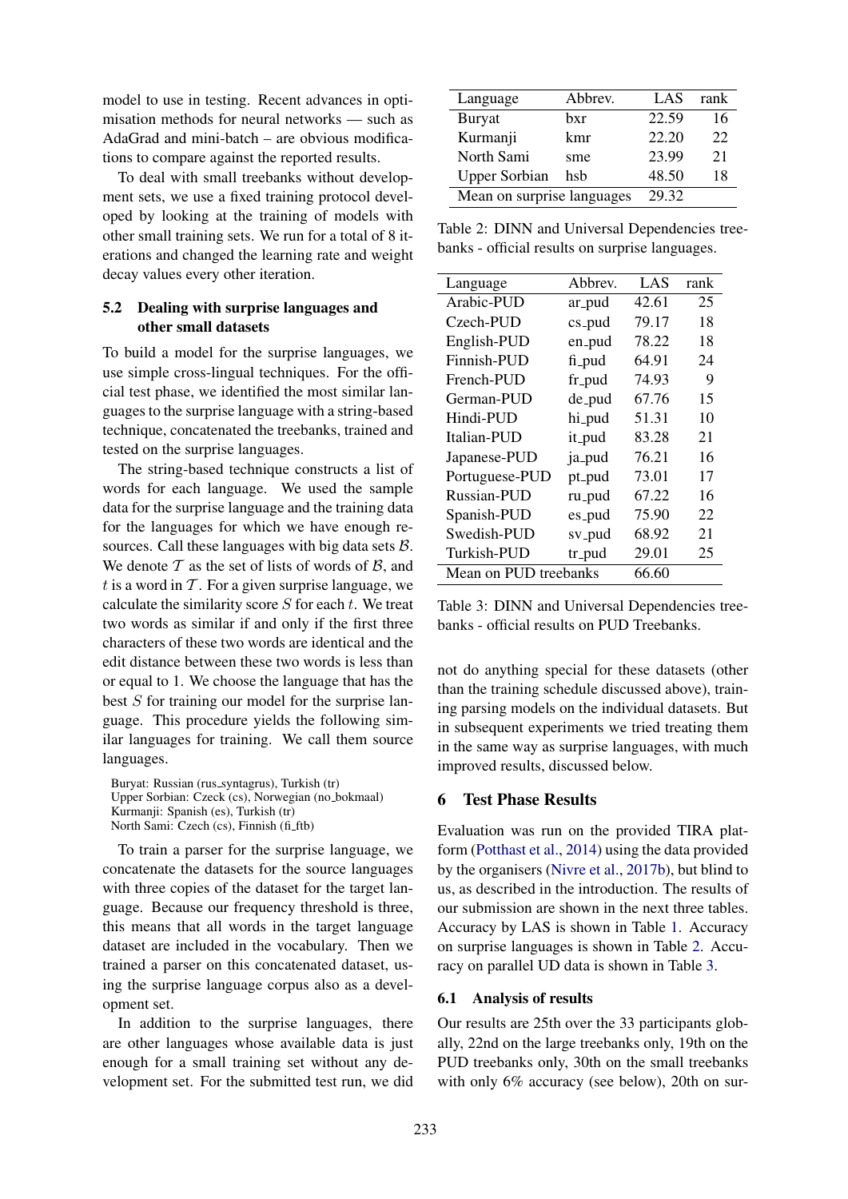model to use in testing. Recent advances in optimisation methods for neural networks — such as AdaGrad and mini-batch – are obvious modifications to compare against the reported results.

To deal with small treebanks without development sets, we use a fixed training protocol developed by looking at the training of models with other small training sets. We run for a total of 8 iterations and changed the learning rate and weight decay values every other iteration.

### 5.2 Dealing with surprise languages and other small datasets

To build a model for the surprise languages, we use simple cross-lingual techniques. For the official test phase, we identified the most similar languages to the surprise language with a string-based technique, concatenated the treebanks, trained and tested on the surprise languages.

The string-based technique constructs a list of words for each language. We used the sample data for the surprise language and the training data for the languages for which we have enough resources. Call these languages with big data sets $\mathcal{B}$. We denote $\mathcal{T}$ as the set of lists of words of $\mathcal{B}$, and $t$ is a word in $\mathcal{T}$. For a given surprise language, we calculate the similarity score $S$ for each $t$. We treat two words as similar if and only if the first three characters of these two words are identical and the edit distance between these two words is less than or equal to 1. We choose the language that has the best $S$ for training our model for the surprise language. This procedure yields the following similar languages for training. We call them source languages.

Buryat: Russian (rus_syntagrus), Turkish (tr)
Upper Sorbian: Czeck (cs), Norwegian (no_bokmaal)
Kurmanji: Spanish (es), Turkish (tr)
North Sami: Czech (cs), Finnish (fi_ftb)

To train a parser for the surprise language, we concatenate the datasets for the source languages with three copies of the dataset for the target language. Because our frequency threshold is three, this means that all words in the target language dataset are included in the vocabulary. Then we trained a parser on this concatenated dataset, using the surprise language corpus also as a development set.

In addition to the surprise languages, there are other languages whose available data is just enough for a small training set without any development set. For the submitted test run, we did not do anything special for these datasets (other than the training schedule discussed above), training parsing models on the individual datasets. But in subsequent experiments we tried treating them in the same way as surprise languages, with much improved results, discussed below.

| Language | Abbrev. | LAS | rank |
|---|---|---|---|
| Buryat | bxr | 22.59 | 16 |
| Kurmanji | kmr | 22.20 | 22 |
| North Sami | sme | 23.99 | 21 |
| Upper Sorbian | hsb | 48.50 | 18 |
| Mean on surprise languages | | 29.32 | |

Table 2: DINN and Universal Dependencies treebanks - official results on surprise languages.

| Language | Abbrev. | LAS | rank |
|---|---|---|---|
| Arabic-PUD | ar_pud | 42.61 | 25 |
| Czech-PUD | cs_pud | 79.17 | 18 |
| English-PUD | en_pud | 78.22 | 18 |
| Finnish-PUD | fi_pud | 64.91 | 24 |
| French-PUD | fr_pud | 74.93 | 9 |
| German-PUD | de_pud | 67.76 | 15 |
| Hindi-PUD | hi_pud | 51.31 | 10 |
| Italian-PUD | it_pud | 83.28 | 21 |
| Japanese-PUD | ja_pud | 76.21 | 16 |
| Portuguese-PUD | pt_pud | 73.01 | 17 |
| Russian-PUD | ru_pud | 67.22 | 16 |
| Spanish-PUD | es_pud | 75.90 | 22 |
| Swedish-PUD | sv_pud | 68.92 | 21 |
| Turkish-PUD | tr_pud | 29.01 | 25 |
| Mean on PUD treebanks | | 66.60 | |

Table 3: DINN and Universal Dependencies treebanks - official results on PUD Treebanks.

## 6 Test Phase Results

Evaluation was run on the provided TIRA platform (Potthast et al., 2014) using the data provided by the organisers (Nivre et al., 2017b), but blind to us, as described in the introduction. The results of our submission are shown in the next three tables. Accuracy by LAS is shown in Table 1. Accuracy on surprise languages is shown in Table 2. Accuracy on parallel UD data is shown in Table 3.

### 6.1 Analysis of results

Our results are 25th over the 33 participants globally, 22nd on the large treebanks only, 19th on the PUD treebanks only, 30th on the small treebanks with only 6% accuracy (see below), 20th on sur-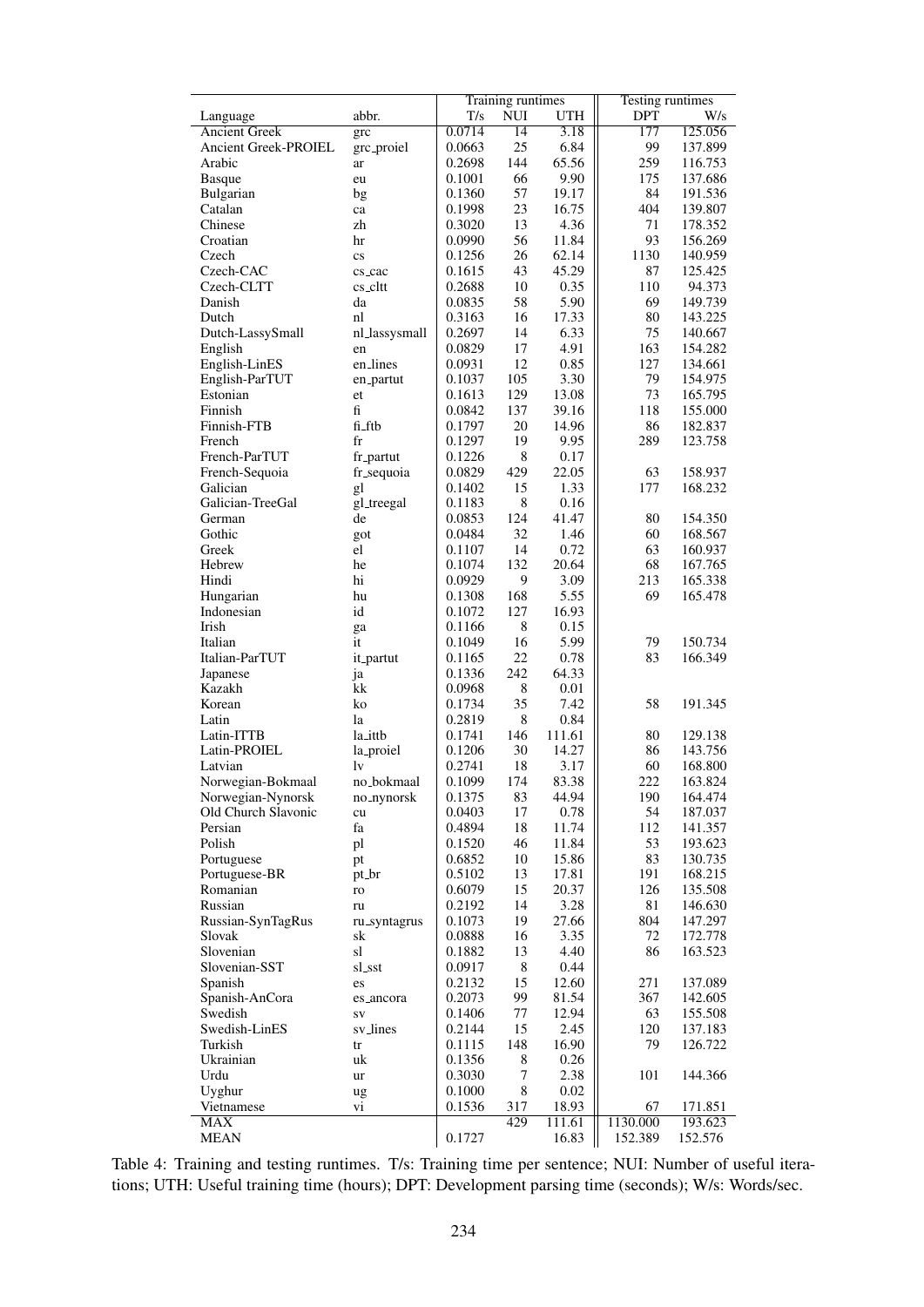| Language | abbr. | Training runtimes | | | Testing runtimes | |
|---|---|---|---|---|---|---|
| | | T/s | NUI | UTH | DPT | W/s |
| Ancient Greek | grc | 0.0714 | 14 | 3.18 | 177 | 125.056 |
| Ancient Greek-PROIEL | grc_proiel | 0.0663 | 25 | 6.84 | 99 | 137.899 |
| Arabic | ar | 0.2698 | 144 | 65.56 | 259 | 116.753 |
| Basque | eu | 0.1001 | 66 | 9.90 | 175 | 137.686 |
| Bulgarian | bg | 0.1360 | 57 | 19.17 | 84 | 191.536 |
| Catalan | ca | 0.1998 | 23 | 16.75 | 404 | 139.807 |
| Chinese | zh | 0.3020 | 13 | 4.36 | 71 | 178.352 |
| Croatian | hr | 0.0990 | 56 | 11.84 | 93 | 156.269 |
| Czech | cs | 0.1256 | 26 | 62.14 | 1130 | 140.959 |
| Czech-CAC | cs_cac | 0.1615 | 43 | 45.29 | 87 | 125.425 |
| Czech-CLTT | cs_cltt | 0.2688 | 10 | 0.35 | 110 | 94.373 |
| Danish | da | 0.0835 | 58 | 5.90 | 69 | 149.739 |
| Dutch | nl | 0.3163 | 16 | 17.33 | 80 | 143.225 |
| Dutch-LassySmall | nl_lassysmall | 0.2697 | 14 | 6.33 | 75 | 140.667 |
| English | en | 0.0829 | 17 | 4.91 | 163 | 154.282 |
| English-LinES | en_lines | 0.0931 | 12 | 0.85 | 127 | 134.661 |
| English-ParTUT | en_partut | 0.1037 | 105 | 3.30 | 79 | 154.975 |
| Estonian | et | 0.1613 | 129 | 13.08 | 73 | 165.795 |
| Finnish | fi | 0.0842 | 137 | 39.16 | 118 | 155.000 |
| Finnish-FTB | fi_ftb | 0.1797 | 20 | 14.96 | 86 | 182.837 |
| French | fr | 0.1297 | 19 | 9.95 | 289 | 123.758 |
| French-ParTUT | fr_partut | 0.1226 | 8 | 0.17 | | |
| French-Sequoia | fr_sequoia | 0.0829 | 429 | 22.05 | 63 | 158.937 |
| Galician | gl | 0.1402 | 15 | 1.33 | 177 | 168.232 |
| Galician-TreeGal | gl_treegal | 0.1183 | 8 | 0.16 | | |
| German | de | 0.0853 | 124 | 41.47 | 80 | 154.350 |
| Gothic | got | 0.0484 | 32 | 1.46 | 60 | 168.567 |
| Greek | el | 0.1107 | 14 | 0.72 | 63 | 160.937 |
| Hebrew | he | 0.1074 | 132 | 20.64 | 68 | 167.765 |
| Hindi | hi | 0.0929 | 9 | 3.09 | 213 | 165.338 |
| Hungarian | hu | 0.1308 | 168 | 5.55 | 69 | 165.478 |
| Indonesian | id | 0.1072 | 127 | 16.93 | | |
| Irish | ga | 0.1166 | 8 | 0.15 | | |
| Italian | it | 0.1049 | 16 | 5.99 | 79 | 150.734 |
| Italian-ParTUT | it_partut | 0.1165 | 22 | 0.78 | 83 | 166.349 |
| Japanese | ja | 0.1336 | 242 | 64.33 | | |
| Kazakh | kk | 0.0968 | 8 | 0.01 | | |
| Korean | ko | 0.1734 | 35 | 7.42 | 58 | 191.345 |
| Latin | la | 0.2819 | 8 | 0.84 | | |
| Latin-ITTB | la_ittb | 0.1741 | 146 | 111.61 | 80 | 129.138 |
| Latin-PROIEL | la_proiel | 0.1206 | 30 | 14.27 | 86 | 143.756 |
| Latvian | lv | 0.2741 | 18 | 3.17 | 60 | 168.800 |
| Norwegian-Bokmaal | no_bokmaal | 0.1099 | 174 | 83.38 | 222 | 163.824 |
| Norwegian-Nynorsk | no_nynorsk | 0.1375 | 83 | 44.94 | 190 | 164.474 |
| Old Church Slavonic | cu | 0.0403 | 17 | 0.78 | 54 | 187.037 |
| Persian | fa | 0.4894 | 18 | 11.74 | 112 | 141.357 |
| Polish | pl | 0.1520 | 46 | 11.84 | 53 | 193.623 |
| Portuguese | pt | 0.6852 | 10 | 15.86 | 83 | 130.735 |
| Portuguese-BR | pt_br | 0.5102 | 13 | 17.81 | 191 | 168.215 |
| Romanian | ro | 0.6079 | 15 | 20.37 | 126 | 135.508 |
| Russian | ru | 0.2192 | 14 | 3.28 | 81 | 146.630 |
| Russian-SynTagRus | ru_syntagrus | 0.1073 | 19 | 27.66 | 804 | 147.297 |
| Slovak | sk | 0.0888 | 16 | 3.35 | 72 | 172.778 |
| Slovenian | sl | 0.1882 | 13 | 4.40 | 86 | 163.523 |
| Slovenian-SST | sl_sst | 0.0917 | 8 | 0.44 | | |
| Spanish | es | 0.2132 | 15 | 12.60 | 271 | 137.089 |
| Spanish-AnCora | es_ancora | 0.2073 | 99 | 81.54 | 367 | 142.605 |
| Swedish | sv | 0.1406 | 77 | 12.94 | 63 | 155.508 |
| Swedish-LinES | sv_lines | 0.2144 | 15 | 2.45 | 120 | 137.183 |
| Turkish | tr | 0.1115 | 148 | 16.90 | 79 | 126.722 |
| Ukrainian | uk | 0.1356 | 8 | 0.26 | | |
| Urdu | ur | 0.3030 | 7 | 2.38 | 101 | 144.366 |
| Uyghur | ug | 0.1000 | 8 | 0.02 | | |
| Vietnamese | vi | 0.1536 | 317 | 18.93 | 67 | 171.851 |
| MAX | | | 429 | 111.61 | 1130.000 | 193.623 |
| MEAN | | 0.1727 | | 16.83 | 152.389 | 152.576 |

Table 4: Training and testing runtimes. T/s: Training time per sentence; NUI: Number of useful iterations; UTH: Useful training time (hours); DPT: Development parsing time (seconds); W/s: Words/sec.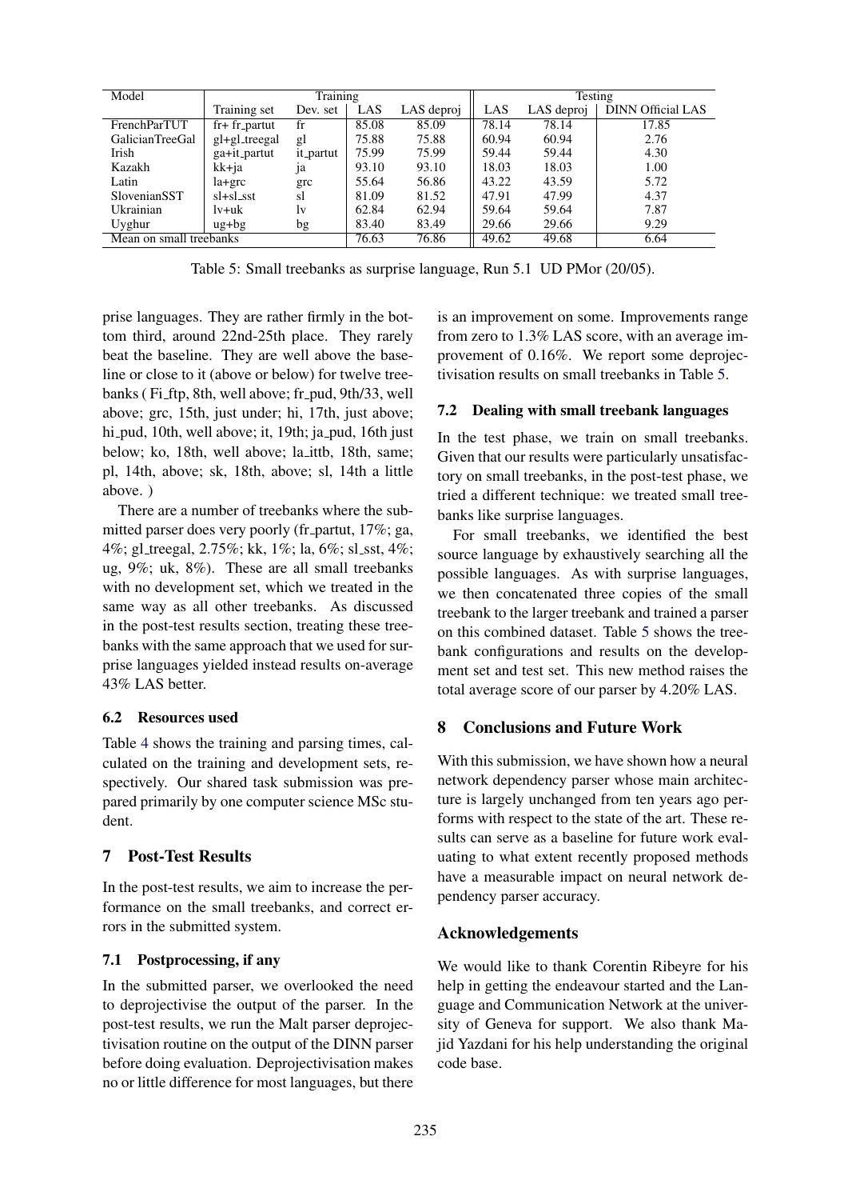| Model | Training | | | | Testing | | |
|---|---|---|---|---|---|---|---|
| | Training set | Dev. set | LAS | LAS deproj | LAS | LAS deproj | DINN Official LAS |
| FrenchParTUT | fr+ fr_partut | fr | 85.08 | 85.09 | 78.14 | 78.14 | 17.85 |
| GalicianTreeGal | gl+gl_treegal | gl | 75.88 | 75.88 | 60.94 | 60.94 | 2.76 |
| Irish | ga+it_partut | it_partut | 75.99 | 75.99 | 59.44 | 59.44 | 4.30 |
| Kazakh | kk+ja | ja | 93.10 | 93.10 | 18.03 | 18.03 | 1.00 |
| Latin | la+grc | grc | 55.64 | 56.86 | 43.22 | 43.59 | 5.72 |
| SlovenianSST | sl+sl_sst | sl | 81.09 | 81.52 | 47.91 | 47.99 | 4.37 |
| Ukrainian | lv+uk | lv | 62.84 | 62.94 | 59.64 | 59.64 | 7.87 |
| Uyghur | ug+bg | bg | 83.40 | 83.49 | 29.66 | 29.66 | 9.29 |
| Mean on small treebanks | | | 76.63 | 76.86 | 49.62 | 49.68 | 6.64 |

Table 5: Small treebanks as surprise language, Run 5.1 UD PMor (20/05).

prise languages. They are rather firmly in the bottom third, around 22nd-25th place. They rarely beat the baseline. They are well above the baseline or close to it (above or below) for twelve treebanks ( Fi_ftp, 8th, well above; fr_pud, 9th/33, well above; grc, 15th, just under; hi, 17th, just above; hi_pud, 10th, well above; it, 19th; ja_pud, 16th just below; ko, 18th, well above; la_ittb, 18th, same; pl, 14th, above; sk, 18th, above; sl, 14th a little above. )

There are a number of treebanks where the submitted parser does very poorly (fr_partut, 17%; ga, 4%; gl_treegal, 2.75%; kk, 1%; la, 6%; sl_sst, 4%; ug, 9%; uk, 8%). These are all small treebanks with no development set, which we treated in the same way as all other treebanks. As discussed in the post-test results section, treating these treebanks with the same approach that we used for surprise languages yielded instead results on-average 43% LAS better.

### 6.2 Resources used

Table 4 shows the training and parsing times, calculated on the training and development sets, respectively. Our shared task submission was prepared primarily by one computer science MSc student.

## 7 Post-Test Results

In the post-test results, we aim to increase the performance on the small treebanks, and correct errors in the submitted system.

### 7.1 Postprocessing, if any

In the submitted parser, we overlooked the need to deprojectivise the output of the parser. In the post-test results, we run the Malt parser deprojectivisation routine on the output of the DINN parser before doing evaluation. Deprojectivisation makes no or little difference for most languages, but there is an improvement on some. Improvements range from zero to 1.3% LAS score, with an average improvement of 0.16%. We report some deprojectivisation results on small treebanks in Table 5.

### 7.2 Dealing with small treebank languages

In the test phase, we train on small treebanks. Given that our results were particularly unsatisfactory on small treebanks, in the post-test phase, we tried a different technique: we treated small treebanks like surprise languages.

For small treebanks, we identified the best source language by exhaustively searching all the possible languages. As with surprise languages, we then concatenated three copies of the small treebank to the larger treebank and trained a parser on this combined dataset. Table 5 shows the treebank configurations and results on the development set and test set. This new method raises the total average score of our parser by 4.20% LAS.

## 8 Conclusions and Future Work

With this submission, we have shown how a neural network dependency parser whose main architecture is largely unchanged from ten years ago performs with respect to the state of the art. These results can serve as a baseline for future work evaluating to what extent recently proposed methods have a measurable impact on neural network dependency parser accuracy.

## Acknowledgements

We would like to thank Corentin Ribeyre for his help in getting the endeavour started and the Language and Communication Network at the university of Geneva for support. We also thank Majid Yazdani for his help understanding the original code base.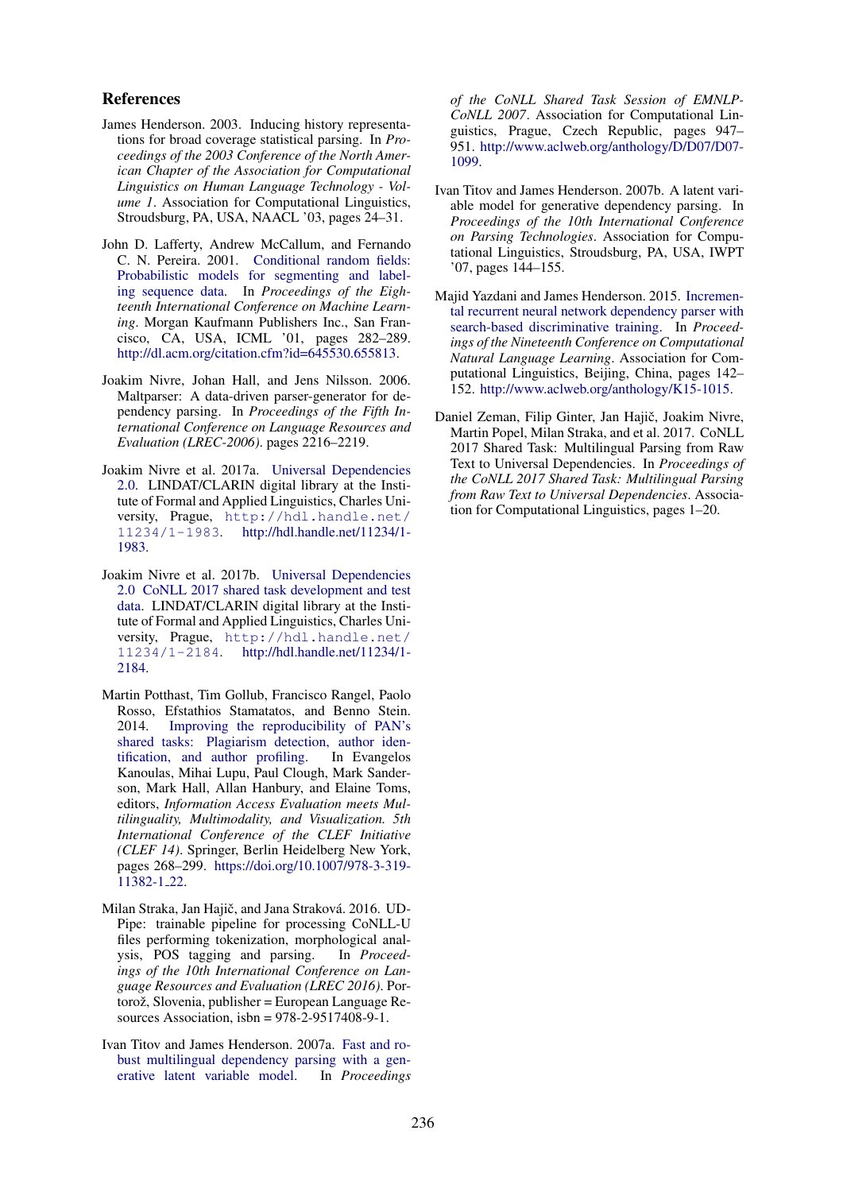## References

James Henderson. 2003. Inducing history representations for broad coverage statistical parsing. In *Proceedings of the 2003 Conference of the North American Chapter of the Association for Computational Linguistics on Human Language Technology - Volume 1*. Association for Computational Linguistics, Stroudsburg, PA, USA, NAACL '03, pages 24–31.

John D. Lafferty, Andrew McCallum, and Fernando C. N. Pereira. 2001. Conditional random fields: Probabilistic models for segmenting and labeling sequence data. In *Proceedings of the Eighteenth International Conference on Machine Learning*. Morgan Kaufmann Publishers Inc., San Francisco, CA, USA, ICML '01, pages 282–289. http://dl.acm.org/citation.cfm?id=645530.655813.

Joakim Nivre, Johan Hall, and Jens Nilsson. 2006. Maltparser: A data-driven parser-generator for dependency parsing. In *Proceedings of the Fifth International Conference on Language Resources and Evaluation (LREC-2006)*. pages 2216–2219.

Joakim Nivre et al. 2017a. Universal Dependencies 2.0. LINDAT/CLARIN digital library at the Institute of Formal and Applied Linguistics, Charles University, Prague, `http://hdl.handle.net/11234/1-1983`. http://hdl.handle.net/11234/1-1983.

Joakim Nivre et al. 2017b. Universal Dependencies 2.0 CoNLL 2017 shared task development and test data. LINDAT/CLARIN digital library at the Institute of Formal and Applied Linguistics, Charles University, Prague, `http://hdl.handle.net/11234/1-2184`. http://hdl.handle.net/11234/1-2184.

Martin Potthast, Tim Gollub, Francisco Rangel, Paolo Rosso, Efstathios Stamatatos, and Benno Stein. 2014. Improving the reproducibility of PAN's shared tasks: Plagiarism detection, author identification, and author profiling. In Evangelos Kanoulas, Mihai Lupu, Paul Clough, Mark Sanderson, Mark Hall, Allan Hanbury, and Elaine Toms, editors, *Information Access Evaluation meets Multilinguality, Multimodality, and Visualization. 5th International Conference of the CLEF Initiative (CLEF 14)*. Springer, Berlin Heidelberg New York, pages 268–299. https://doi.org/10.1007/978-3-319-11382-1_22.

Milan Straka, Jan Hajič, and Jana Straková. 2016. UDPipe: trainable pipeline for processing CoNLL-U files performing tokenization, morphological analysis, POS tagging and parsing. In *Proceedings of the 10th International Conference on Language Resources and Evaluation (LREC 2016)*. Portorož, Slovenia, publisher = European Language Resources Association, isbn = 978-2-9517408-9-1.

Ivan Titov and James Henderson. 2007a. Fast and robust multilingual dependency parsing with a generative latent variable model. In *Proceedings of the CoNLL Shared Task Session of EMNLP-CoNLL 2007*. Association for Computational Linguistics, Prague, Czech Republic, pages 947–951. http://www.aclweb.org/anthology/D/D07/D07-1099.

Ivan Titov and James Henderson. 2007b. A latent variable model for generative dependency parsing. In *Proceedings of the 10th International Conference on Parsing Technologies*. Association for Computational Linguistics, Stroudsburg, PA, USA, IWPT '07, pages 144–155.

Majid Yazdani and James Henderson. 2015. Incremental recurrent neural network dependency parser with search-based discriminative training. In *Proceedings of the Nineteenth Conference on Computational Natural Language Learning*. Association for Computational Linguistics, Beijing, China, pages 142–152. http://www.aclweb.org/anthology/K15-1015.

Daniel Zeman, Filip Ginter, Jan Hajič, Joakim Nivre, Martin Popel, Milan Straka, and et al. 2017. CoNLL 2017 Shared Task: Multilingual Parsing from Raw Text to Universal Dependencies. In *Proceedings of the CoNLL 2017 Shared Task: Multilingual Parsing from Raw Text to Universal Dependencies*. Association for Computational Linguistics, pages 1–20.